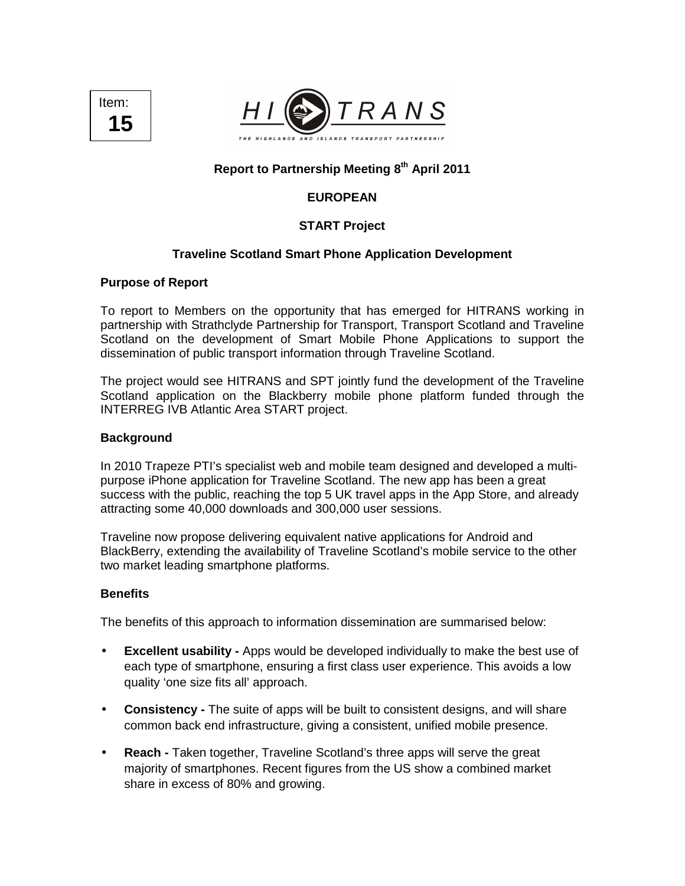Item: **15**

HITRANS

THE HIGHLANDS AND ISLANDS TRANSPORT PARTNERSHIP

**Report to Partnership Meeting 8th April 2011**

**EUROPEAN**

**START Project**

**Traveline Scotland Smart Phone Application Development**

## Purpose of Report

To report to Members on the opportunity that has emerged for HITRANS working in partnership with Strathclyde Partnership for Transport, Transport Scotland and Traveline Scotland on the development of Smart Mobile Phone Applications to support the dissemination of public transport information through Traveline Scotland.

The project would see HITRANS and SPT jointly fund the development of the Traveline Scotland application on the Blackberry mobile phone platform funded through the INTERREG IVB Atlantic Area START project.

## Background

In 2010 Trapeze PTI's specialist web and mobile team designed and developed a multi-purpose iPhone application for Traveline Scotland. The new app has been a great success with the public, reaching the top 5 UK travel apps in the App Store, and already attracting some 40,000 downloads and 300,000 user sessions.

Traveline now propose delivering equivalent native applications for Android and BlackBerry, extending the availability of Traveline Scotland's mobile service to the other two market leading smartphone platforms.

## Benefits

The benefits of this approach to information dissemination are summarised below:

- **Excellent usability -** Apps would be developed individually to make the best use of each type of smartphone, ensuring a first class user experience. This avoids a low quality 'one size fits all' approach.
- **Consistency -** The suite of apps will be built to consistent designs, and will share common back end infrastructure, giving a consistent, unified mobile presence.
- **Reach -** Taken together, Traveline Scotland's three apps will serve the great majority of smartphones. Recent figures from the US show a combined market share in excess of 80% and growing.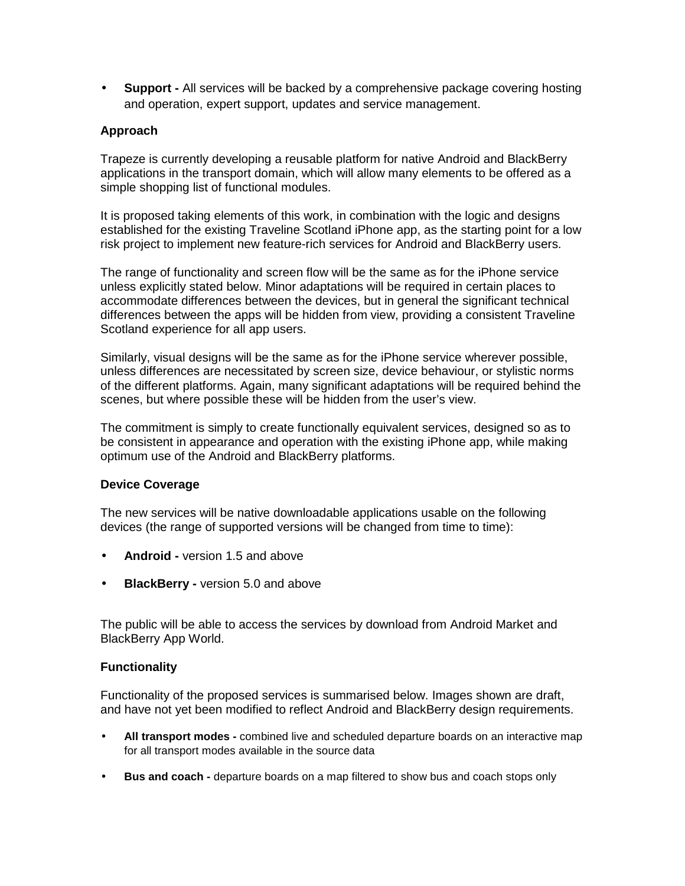- **Support -** All services will be backed by a comprehensive package covering hosting and operation, expert support, updates and service management.

**Approach**

Trapeze is currently developing a reusable platform for native Android and BlackBerry applications in the transport domain, which will allow many elements to be offered as a simple shopping list of functional modules.

It is proposed taking elements of this work, in combination with the logic and designs established for the existing Traveline Scotland iPhone app, as the starting point for a low risk project to implement new feature-rich services for Android and BlackBerry users.

The range of functionality and screen flow will be the same as for the iPhone service unless explicitly stated below. Minor adaptations will be required in certain places to accommodate differences between the devices, but in general the significant technical differences between the apps will be hidden from view, providing a consistent Traveline Scotland experience for all app users.

Similarly, visual designs will be the same as for the iPhone service wherever possible, unless differences are necessitated by screen size, device behaviour, or stylistic norms of the different platforms. Again, many significant adaptations will be required behind the scenes, but where possible these will be hidden from the user's view.

The commitment is simply to create functionally equivalent services, designed so as to be consistent in appearance and operation with the existing iPhone app, while making optimum use of the Android and BlackBerry platforms.

**Device Coverage**

The new services will be native downloadable applications usable on the following devices (the range of supported versions will be changed from time to time):

- **Android -** version 1.5 and above
- **BlackBerry -** version 5.0 and above

The public will be able to access the services by download from Android Market and BlackBerry App World.

**Functionality**

Functionality of the proposed services is summarised below. Images shown are draft, and have not yet been modified to reflect Android and BlackBerry design requirements.

- **All transport modes -** combined live and scheduled departure boards on an interactive map for all transport modes available in the source data
- **Bus and coach -** departure boards on a map filtered to show bus and coach stops only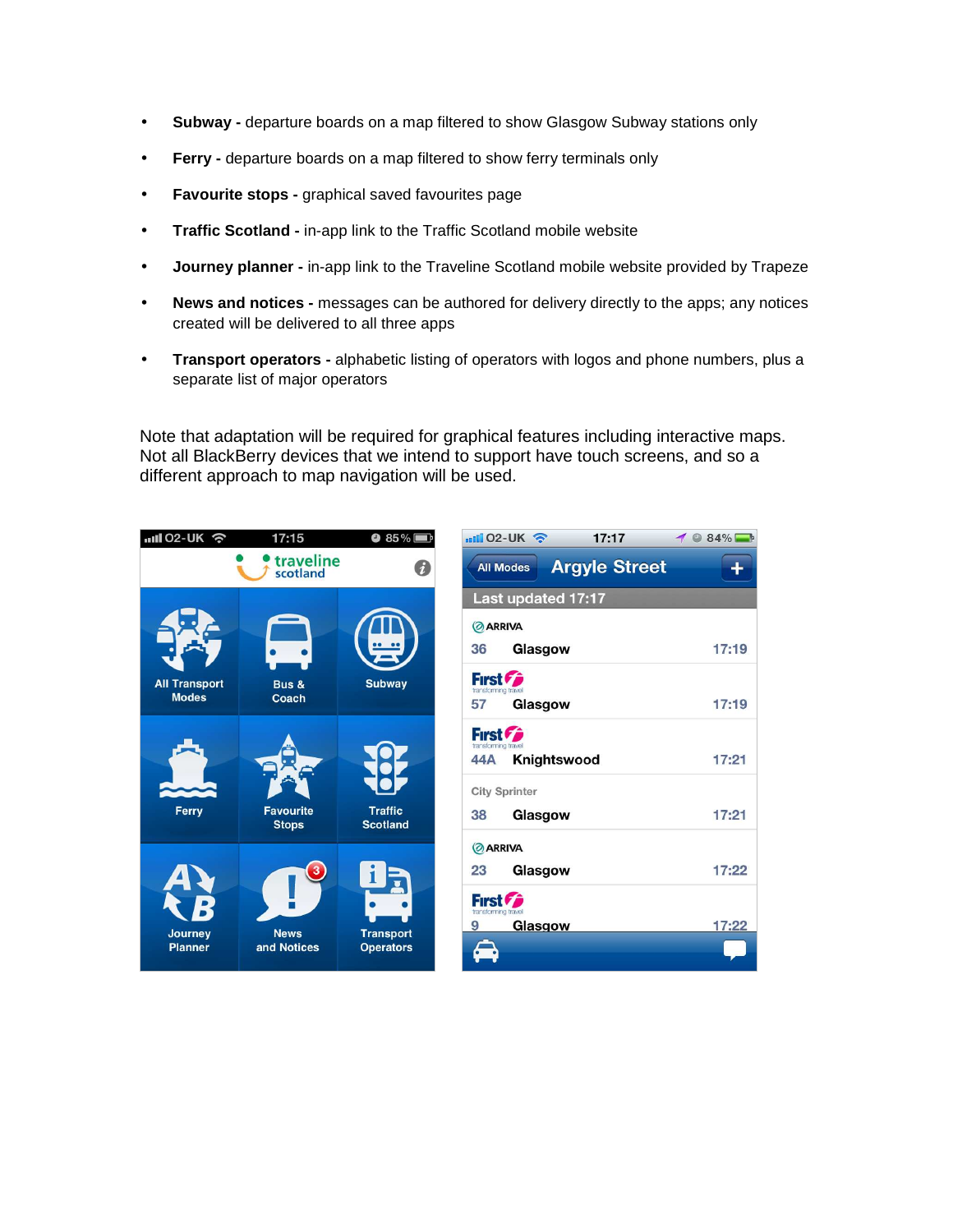- **Subway -** departure boards on a map filtered to show Glasgow Subway stations only
- **Ferry -** departure boards on a map filtered to show ferry terminals only
- **Favourite stops -** graphical saved favourites page
- **Traffic Scotland -** in-app link to the Traffic Scotland mobile website
- **Journey planner -** in-app link to the Traveline Scotland mobile website provided by Trapeze
- **News and notices -** messages can be authored for delivery directly to the apps; any notices created will be delivered to all three apps
- **Transport operators -** alphabetic listing of operators with logos and phone numbers, plus a separate list of major operators

Note that adaptation will be required for graphical features including interactive maps. Not all BlackBerry devices that we intend to support have touch screens, and so a different approach to map navigation will be used.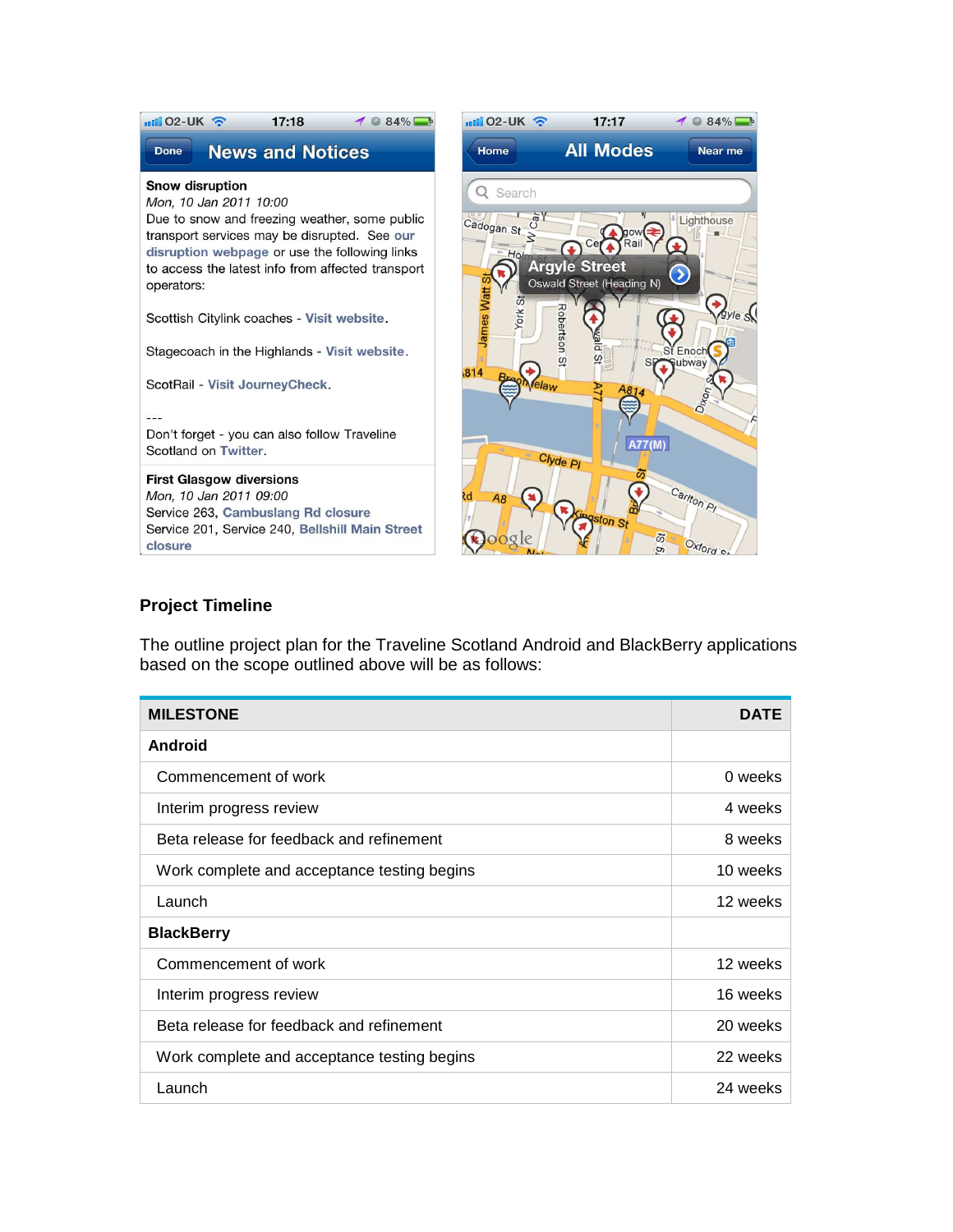### Project Timeline

The outline project plan for the Traveline Scotland Android and BlackBerry applications based on the scope outlined above will be as follows:

| MILESTONE | DATE |
|---|---:|
| **Android** | |
| Commencement of work | 0 weeks |
| Interim progress review | 4 weeks |
| Beta release for feedback and refinement | 8 weeks |
| Work complete and acceptance testing begins | 10 weeks |
| Launch | 12 weeks |
| **BlackBerry** | |
| Commencement of work | 12 weeks |
| Interim progress review | 16 weeks |
| Beta release for feedback and refinement | 20 weeks |
| Work complete and acceptance testing begins | 22 weeks |
| Launch | 24 weeks |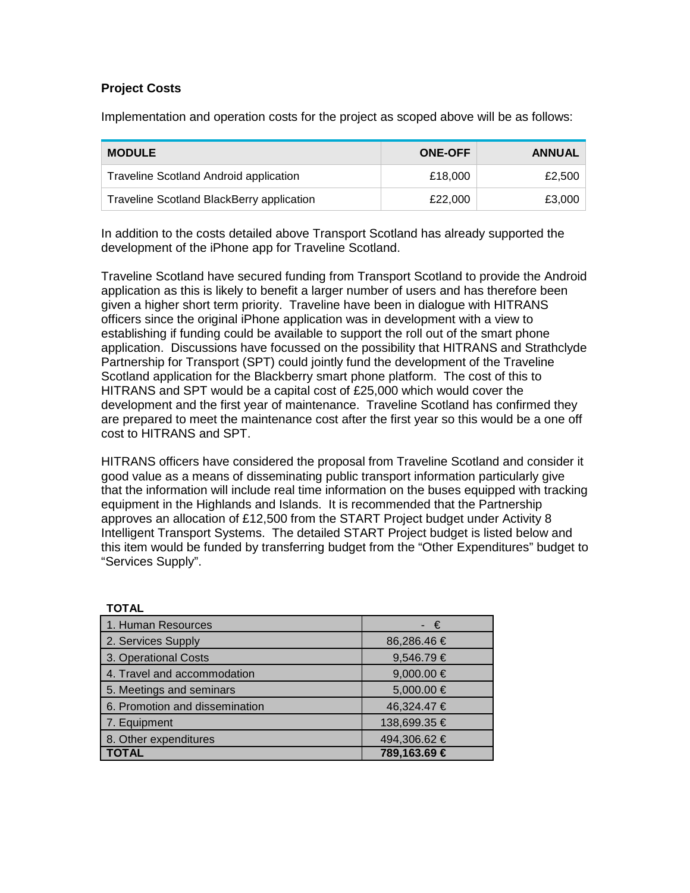**Project Costs**

Implementation and operation costs for the project as scoped above will be as follows:

| MODULE | ONE-OFF | ANNUAL |
|---|---|---|
| Traveline Scotland Android application | £18,000 | £2,500 |
| Traveline Scotland BlackBerry application | £22,000 | £3,000 |

In addition to the costs detailed above Transport Scotland has already supported the development of the iPhone app for Traveline Scotland.

Traveline Scotland have secured funding from Transport Scotland to provide the Android application as this is likely to benefit a larger number of users and has therefore been given a higher short term priority. Traveline have been in dialogue with HITRANS officers since the original iPhone application was in development with a view to establishing if funding could be available to support the roll out of the smart phone application. Discussions have focussed on the possibility that HITRANS and Strathclyde Partnership for Transport (SPT) could jointly fund the development of the Traveline Scotland application for the Blackberry smart phone platform. The cost of this to HITRANS and SPT would be a capital cost of £25,000 which would cover the development and the first year of maintenance. Traveline Scotland has confirmed they are prepared to meet the maintenance cost after the first year so this would be a one off cost to HITRANS and SPT.

HITRANS officers have considered the proposal from Traveline Scotland and consider it good value as a means of disseminating public transport information particularly give that the information will include real time information on the buses equipped with tracking equipment in the Highlands and Islands. It is recommended that the Partnership approves an allocation of £12,500 from the START Project budget under Activity 8 Intelligent Transport Systems. The detailed START Project budget is listed below and this item would be funded by transferring budget from the "Other Expenditures" budget to "Services Supply".

**TOTAL**

| | |
|---|---|
| 1. Human Resources | - € |
| 2. Services Supply | 86,286.46 € |
| 3. Operational Costs | 9,546.79 € |
| 4. Travel and accommodation | 9,000.00 € |
| 5. Meetings and seminars | 5,000.00 € |
| 6. Promotion and dissemination | 46,324.47 € |
| 7. Equipment | 138,699.35 € |
| 8. Other expenditures | 494,306.62 € |
| **TOTAL** | **789,163.69 €** |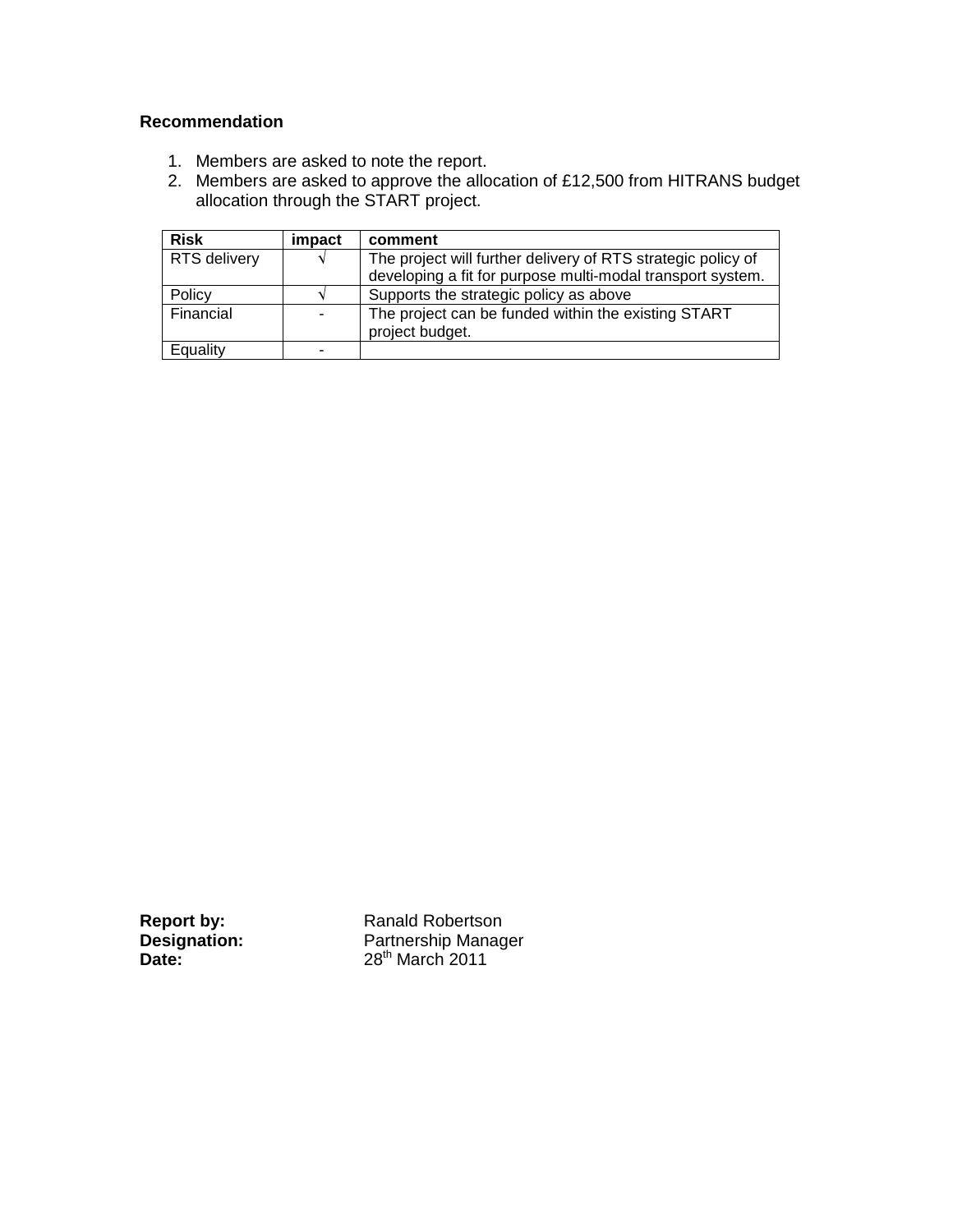**Recommendation**

1. Members are asked to note the report.
2. Members are asked to approve the allocation of £12,500 from HITRANS budget allocation through the START project.

| Risk | impact | comment |
|---|---|---|
| RTS delivery | √ | The project will further delivery of RTS strategic policy of developing a fit for purpose multi-modal transport system. |
| Policy | √ | Supports the strategic policy as above |
| Financial | - | The project can be funded within the existing START project budget. |
| Equality | - | |

**Report by:** Ranald Robertson
**Designation:** Partnership Manager
**Date:** 28th March 2011